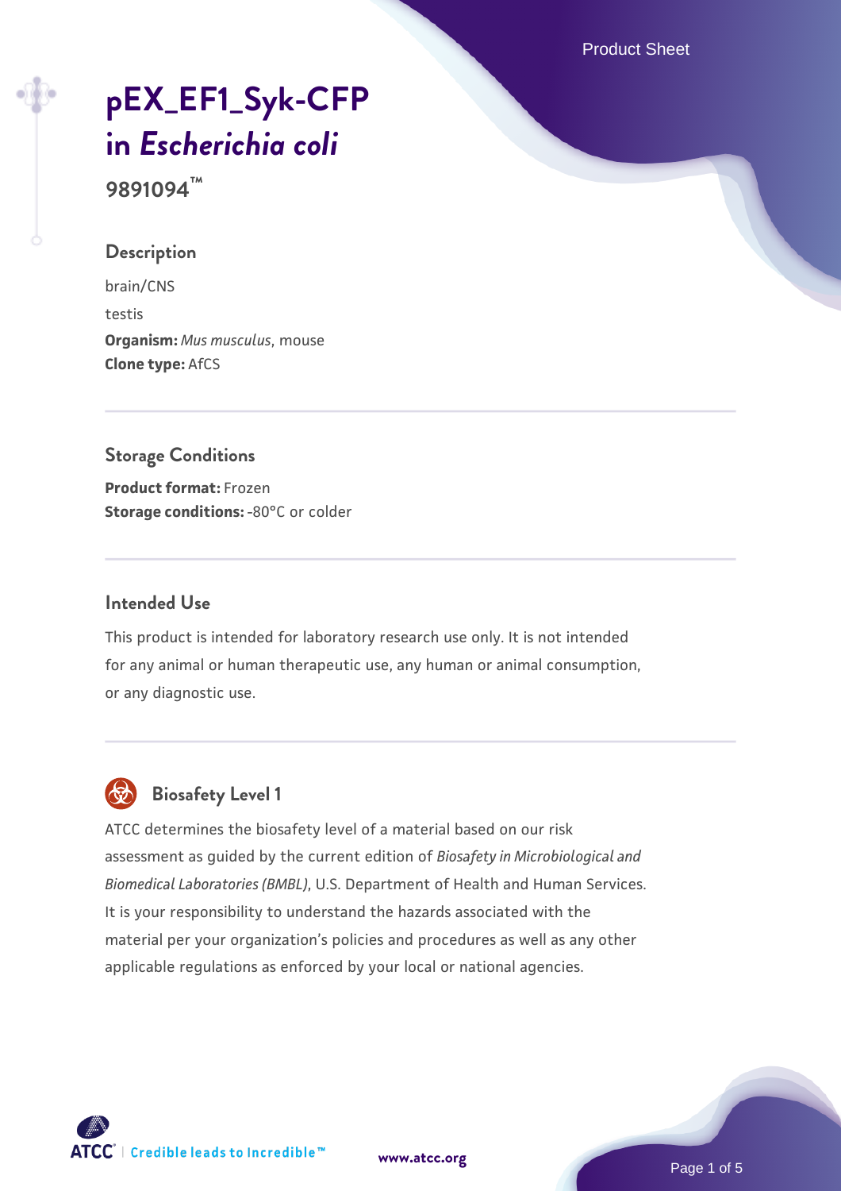# pEX_EF1_Syk-CFP in *Escherichia coli*

**9891094™**

## Description

brain/CNS

testis

**Organism:** *Mus musculus*, mouse

**Clone type:** AfCS

## Storage Conditions

**Product format:** Frozen

**Storage conditions:** -80°C or colder

## Intended Use

This product is intended for laboratory research use only. It is not intended for any animal or human therapeutic use, any human or animal consumption, or any diagnostic use.

## Biosafety Level 1

ATCC determines the biosafety level of a material based on our risk assessment as guided by the current edition of *Biosafety in Microbiological and Biomedical Laboratories (BMBL)*, U.S. Department of Health and Human Services. It is your responsibility to understand the hazards associated with the material per your organization's policies and procedures as well as any other applicable regulations as enforced by your local or national agencies.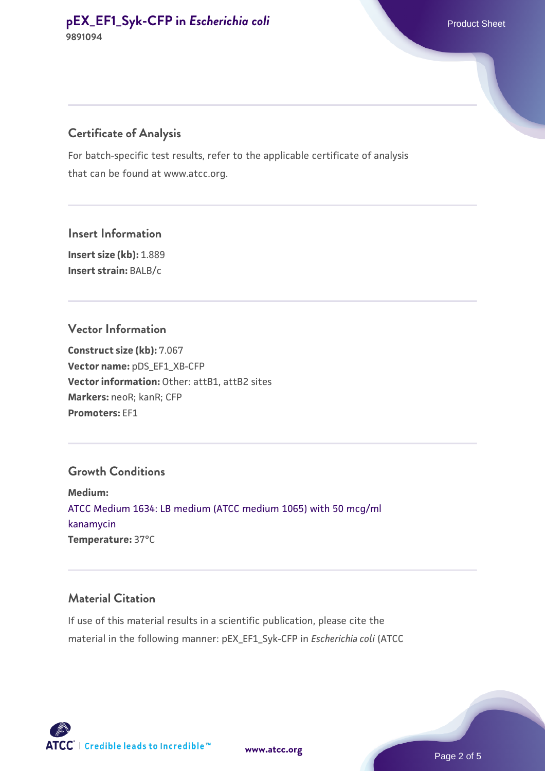## Certificate of Analysis

For batch-specific test results, refer to the applicable certificate of analysis that can be found at www.atcc.org.

## Insert Information

**Insert size (kb):** 1.889
**Insert strain:** BALB/c

## Vector Information

**Construct size (kb):** 7.067
**Vector name:** pDS_EF1_XB-CFP
**Vector information:** Other: attB1, attB2 sites
**Markers:** neoR; kanR; CFP
**Promoters:** EF1

## Growth Conditions

**Medium:**
ATCC Medium 1634: LB medium (ATCC medium 1065) with 50 mcg/ml kanamycin
**Temperature:** 37°C

## Material Citation

If use of this material results in a scientific publication, please cite the material in the following manner: pEX_EF1_Syk-CFP in *Escherichia coli* (ATCC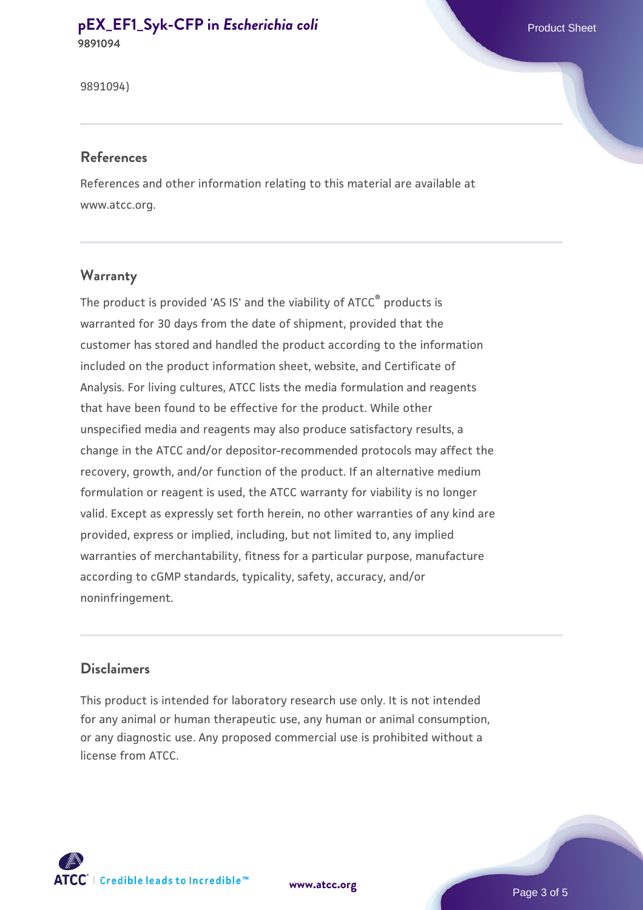9891094)

## References

References and other information relating to this material are available at www.atcc.org.

## Warranty

The product is provided 'AS IS' and the viability of ATCC® products is warranted for 30 days from the date of shipment, provided that the customer has stored and handled the product according to the information included on the product information sheet, website, and Certificate of Analysis. For living cultures, ATCC lists the media formulation and reagents that have been found to be effective for the product. While other unspecified media and reagents may also produce satisfactory results, a change in the ATCC and/or depositor-recommended protocols may affect the recovery, growth, and/or function of the product. If an alternative medium formulation or reagent is used, the ATCC warranty for viability is no longer valid. Except as expressly set forth herein, no other warranties of any kind are provided, express or implied, including, but not limited to, any implied warranties of merchantability, fitness for a particular purpose, manufacture according to cGMP standards, typicality, safety, accuracy, and/or noninfringement.

## Disclaimers

This product is intended for laboratory research use only. It is not intended for any animal or human therapeutic use, any human or animal consumption, or any diagnostic use. Any proposed commercial use is prohibited without a license from ATCC.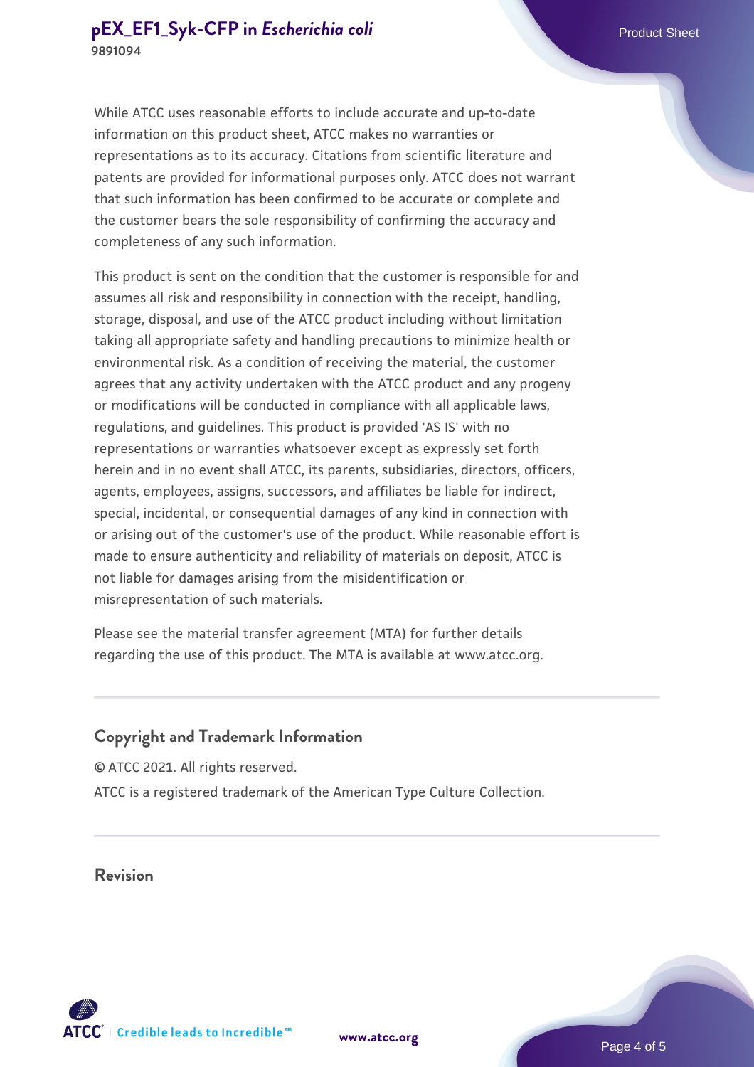While ATCC uses reasonable efforts to include accurate and up-to-date information on this product sheet, ATCC makes no warranties or representations as to its accuracy. Citations from scientific literature and patents are provided for informational purposes only. ATCC does not warrant that such information has been confirmed to be accurate or complete and the customer bears the sole responsibility of confirming the accuracy and completeness of any such information.

This product is sent on the condition that the customer is responsible for and assumes all risk and responsibility in connection with the receipt, handling, storage, disposal, and use of the ATCC product including without limitation taking all appropriate safety and handling precautions to minimize health or environmental risk. As a condition of receiving the material, the customer agrees that any activity undertaken with the ATCC product and any progeny or modifications will be conducted in compliance with all applicable laws, regulations, and guidelines. This product is provided 'AS IS' with no representations or warranties whatsoever except as expressly set forth herein and in no event shall ATCC, its parents, subsidiaries, directors, officers, agents, employees, assigns, successors, and affiliates be liable for indirect, special, incidental, or consequential damages of any kind in connection with or arising out of the customer's use of the product. While reasonable effort is made to ensure authenticity and reliability of materials on deposit, ATCC is not liable for damages arising from the misidentification or misrepresentation of such materials.

Please see the material transfer agreement (MTA) for further details regarding the use of this product. The MTA is available at www.atcc.org.

## Copyright and Trademark Information

© ATCC 2021. All rights reserved.

ATCC is a registered trademark of the American Type Culture Collection.

## Revision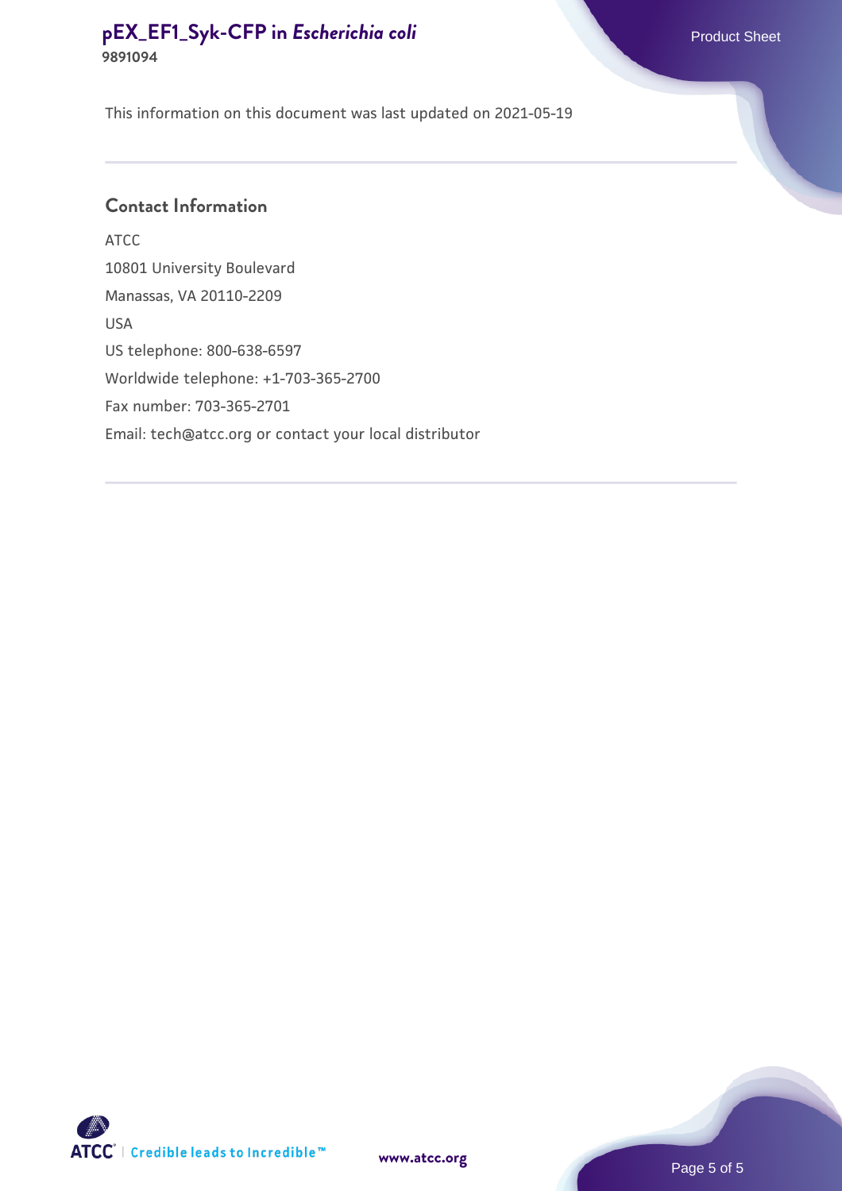This information on this document was last updated on 2021-05-19

## Contact Information

ATCC
10801 University Boulevard
Manassas, VA 20110-2209
USA
US telephone: 800-638-6597
Worldwide telephone: +1-703-365-2700
Fax number: 703-365-2701
Email: tech@atcc.org or contact your local distributor